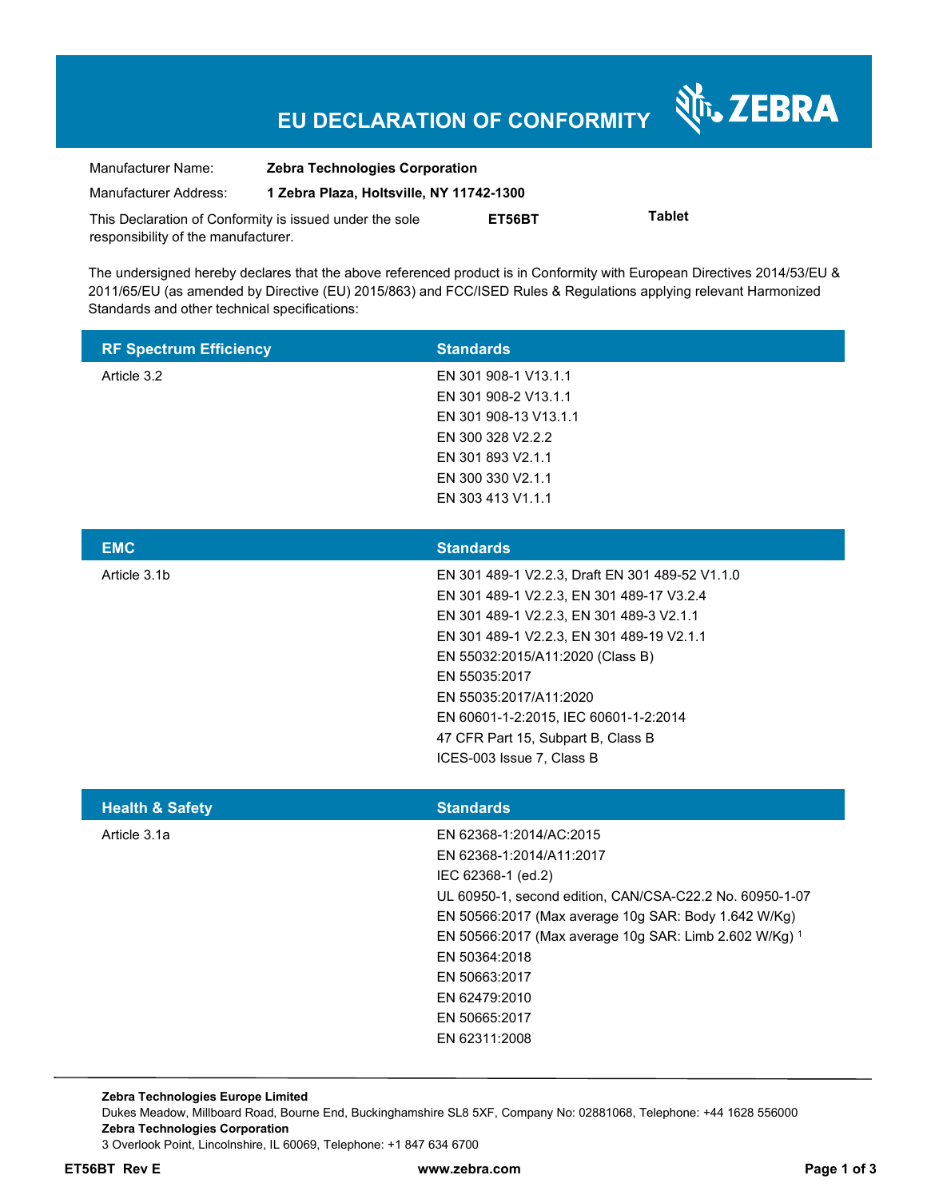# EU DECLARATION OF CONFORMITY

ZEBRA

| | |
|---|---|
| Manufacturer Name: | **Zebra Technologies Corporation** |
| Manufacturer Address: | **1 Zebra Plaza, Holtsville, NY 11742-1300** |

This Declaration of Conformity is issued under the sole responsibility of the manufacturer. **ET56BT** **Tablet**

The undersigned hereby declares that the above referenced product is in Conformity with European Directives 2014/53/EU & 2011/65/EU (as amended by Directive (EU) 2015/863) and FCC/ISED Rules & Regulations applying relevant Harmonized Standards and other technical specifications:

| RF Spectrum Efficiency | Standards |
|---|---|
| Article 3.2 | EN 301 908-1 V13.1.1<br>EN 301 908-2 V13.1.1<br>EN 301 908-13 V13.1.1<br>EN 300 328 V2.2.2<br>EN 301 893 V2.1.1<br>EN 300 330 V2.1.1<br>EN 303 413 V1.1.1 |

| EMC | Standards |
|---|---|
| Article 3.1b | EN 301 489-1 V2.2.3, Draft EN 301 489-52 V1.1.0<br>EN 301 489-1 V2.2.3, EN 301 489-17 V3.2.4<br>EN 301 489-1 V2.2.3, EN 301 489-3 V2.1.1<br>EN 301 489-1 V2.2.3, EN 301 489-19 V2.1.1<br>EN 55032:2015/A11:2020 (Class B)<br>EN 55035:2017<br>EN 55035:2017/A11:2020<br>EN 60601-1-2:2015, IEC 60601-1-2:2014<br>47 CFR Part 15, Subpart B, Class B<br>ICES-003 Issue 7, Class B |

| Health & Safety | Standards |
|---|---|
| Article 3.1a | EN 62368-1:2014/AC:2015<br>EN 62368-1:2014/A11:2017<br>IEC 62368-1 (ed.2)<br>UL 60950-1, second edition, CAN/CSA-C22.2 No. 60950-1-07<br>EN 50566:2017 (Max average 10g SAR: Body 1.642 W/Kg)<br>EN 50566:2017 (Max average 10g SAR: Limb 2.602 W/Kg) [1]<br>EN 50364:2018<br>EN 50663:2017<br>EN 62479:2010<br>EN 50665:2017<br>EN 62311:2008 |

**Zebra Technologies Europe Limited**
Dukes Meadow, Millboard Road, Bourne End, Buckinghamshire SL8 5XF, Company No: 02881068, Telephone: +44 1628 556000
**Zebra Technologies Corporation**
3 Overlook Point, Lincolnshire, IL 60069, Telephone: +1 847 634 6700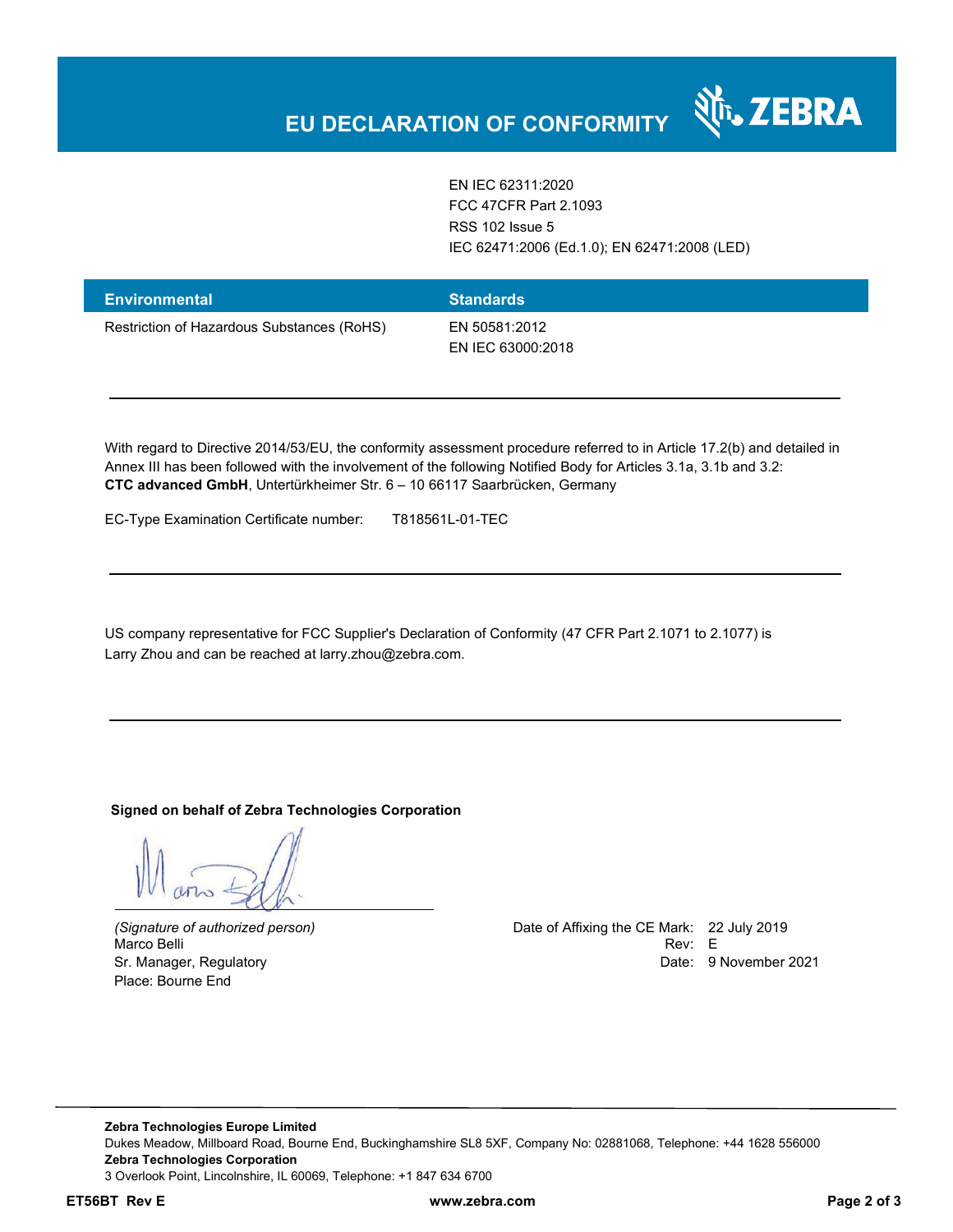# EU DECLARATION OF CONFORMITY

| | |
|---|---|
| | EN IEC 62311:2020<br>FCC 47CFR Part 2.1093<br>RSS 102 Issue 5<br>IEC 62471:2006 (Ed.1.0); EN 62471:2008 (LED) |

| Environmental | Standards |
|---|---|
| Restriction of Hazardous Substances (RoHS) | EN 50581:2012<br>EN IEC 63000:2018 |

---

With regard to Directive 2014/53/EU, the conformity assessment procedure referred to in Article 17.2(b) and detailed in Annex III has been followed with the involvement of the following Notified Body for Articles 3.1a, 3.1b and 3.2: **CTC advanced GmbH**, Untertürkheimer Str. 6 – 10 66117 Saarbrücken, Germany

EC-Type Examination Certificate number: T818561L-01-TEC

---

US company representative for FCC Supplier's Declaration of Conformity (47 CFR Part 2.1071 to 2.1077) is Larry Zhou and can be reached at larry.zhou@zebra.com.

---

**Signed on behalf of Zebra Technologies Corporation**

*(Signature of authorized person)*
Marco Belli
Sr. Manager, Regulatory
Place: Bourne End

Date of Affixing the CE Mark: 22 July 2019
Rev: E
Date: 9 November 2021

**Zebra Technologies Europe Limited**
Dukes Meadow, Millboard Road, Bourne End, Buckinghamshire SL8 5XF, Company No: 02881068, Telephone: +44 1628 556000
**Zebra Technologies Corporation**
3 Overlook Point, Lincolnshire, IL 60069, Telephone: +1 847 634 6700

**ET56BT Rev E** **www.zebra.com**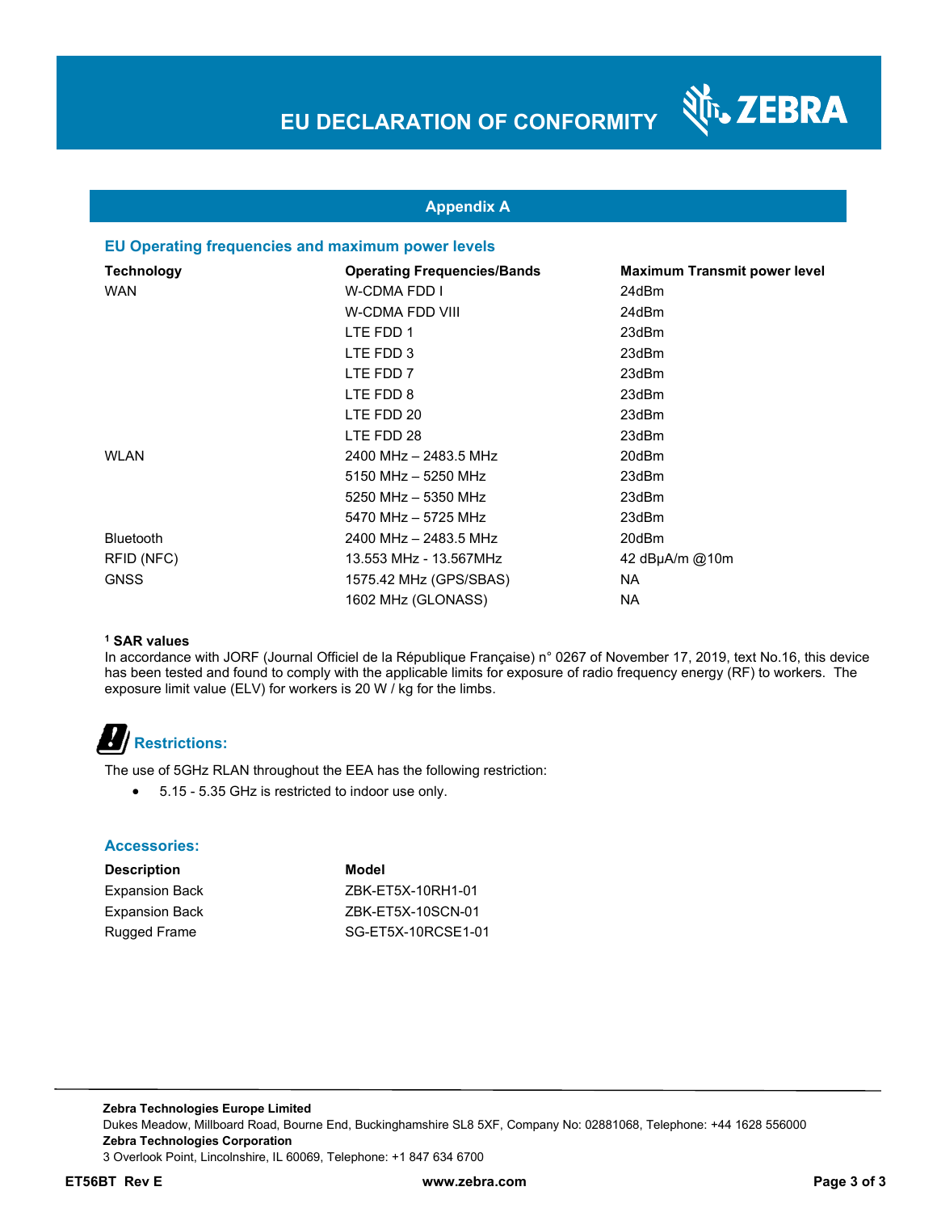# EU DECLARATION OF CONFORMITY

## Appendix A

### EU Operating frequencies and maximum power levels

| Technology | Operating Frequencies/Bands | Maximum Transmit power level |
| --- | --- | --- |
| WAN | W-CDMA FDD I | 24dBm |
| | W-CDMA FDD VIII | 24dBm |
| | LTE FDD 1 | 23dBm |
| | LTE FDD 3 | 23dBm |
| | LTE FDD 7 | 23dBm |
| | LTE FDD 8 | 23dBm |
| | LTE FDD 20 | 23dBm |
| | LTE FDD 28 | 23dBm |
| WLAN | 2400 MHz – 2483.5 MHz | 20dBm |
| | 5150 MHz – 5250 MHz | 23dBm |
| | 5250 MHz – 5350 MHz | 23dBm |
| | 5470 MHz – 5725 MHz | 23dBm |
| Bluetooth | 2400 MHz – 2483.5 MHz | 20dBm |
| RFID (NFC) | 13.553 MHz - 13.567MHz | 42 dBμA/m @10m |
| GNSS | 1575.42 MHz (GPS/SBAS) | NA |
| | 1602 MHz (GLONASS) | NA |

**[1] SAR values**

In accordance with JORF (Journal Officiel de la République Française) n° 0267 of November 17, 2019, text No.16, this device has been tested and found to comply with the applicable limits for exposure of radio frequency energy (RF) to workers. The exposure limit value (ELV) for workers is 20 W / kg for the limbs.

### Restrictions:

The use of 5GHz RLAN throughout the EEA has the following restriction:

- 5.15 - 5.35 GHz is restricted to indoor use only.

### Accessories:

| Description | Model |
| --- | --- |
| Expansion Back | ZBK-ET5X-10RH1-01 |
| Expansion Back | ZBK-ET5X-10SCN-01 |
| Rugged Frame | SG-ET5X-10RCSE1-01 |

**Zebra Technologies Europe Limited**
Dukes Meadow, Millboard Road, Bourne End, Buckinghamshire SL8 5XF, Company No: 02881068, Telephone: +44 1628 556000
**Zebra Technologies Corporation**
3 Overlook Point, Lincolnshire, IL 60069, Telephone: +1 847 634 6700

**ET56BT Rev E** **www.zebra.com**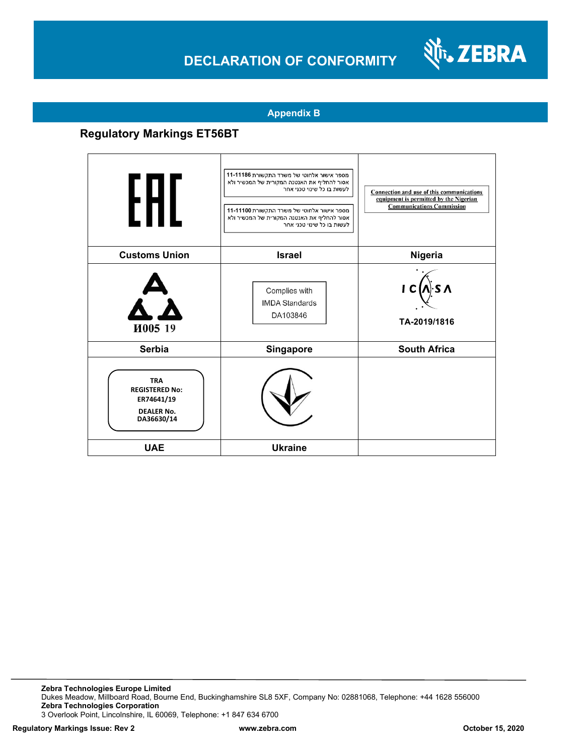# DECLARATION OF CONFORMITY

## Appendix B

### Regulatory Markings ET56BT

| | | |
|---|---|---|
| EAC | 11-11186 מספר אישור אלחוטי של משרד התקשורת<br>אסור להחליף את האנטנה המקורית של המכשיר ולא<br>לעשות בו כל שינוי טכני אחר<br><br>11-11100 מספר אישור אלחוטי של משרד התקשורת<br>אסור להחליף את האנטנה המקורית של המכשיר ולא<br>לעשות בו כל שינוי טכני אחר | Connection and use of this communications equipment is permitted by the Nigerian Communications Commission |
| **Customs Union** | **Israel** | **Nigeria** |
| И005 19 | Complies with<br>IMDA Standards<br>DA103846 | ICASA<br>TA-2019/1816 |
| **Serbia** | **Singapore** | **South Africa** |
| TRA<br>REGISTERED No:<br>ER74641/19<br>DEALER No.<br>DA36630/14 | | |
| **UAE** | **Ukraine** | |

**Zebra Technologies Europe Limited**
Dukes Meadow, Millboard Road, Bourne End, Buckinghamshire SL8 5XF, Company No: 02881068, Telephone: +44 1628 556000
**Zebra Technologies Corporation**
3 Overlook Point, Lincolnshire, IL 60069, Telephone: +1 847 634 6700